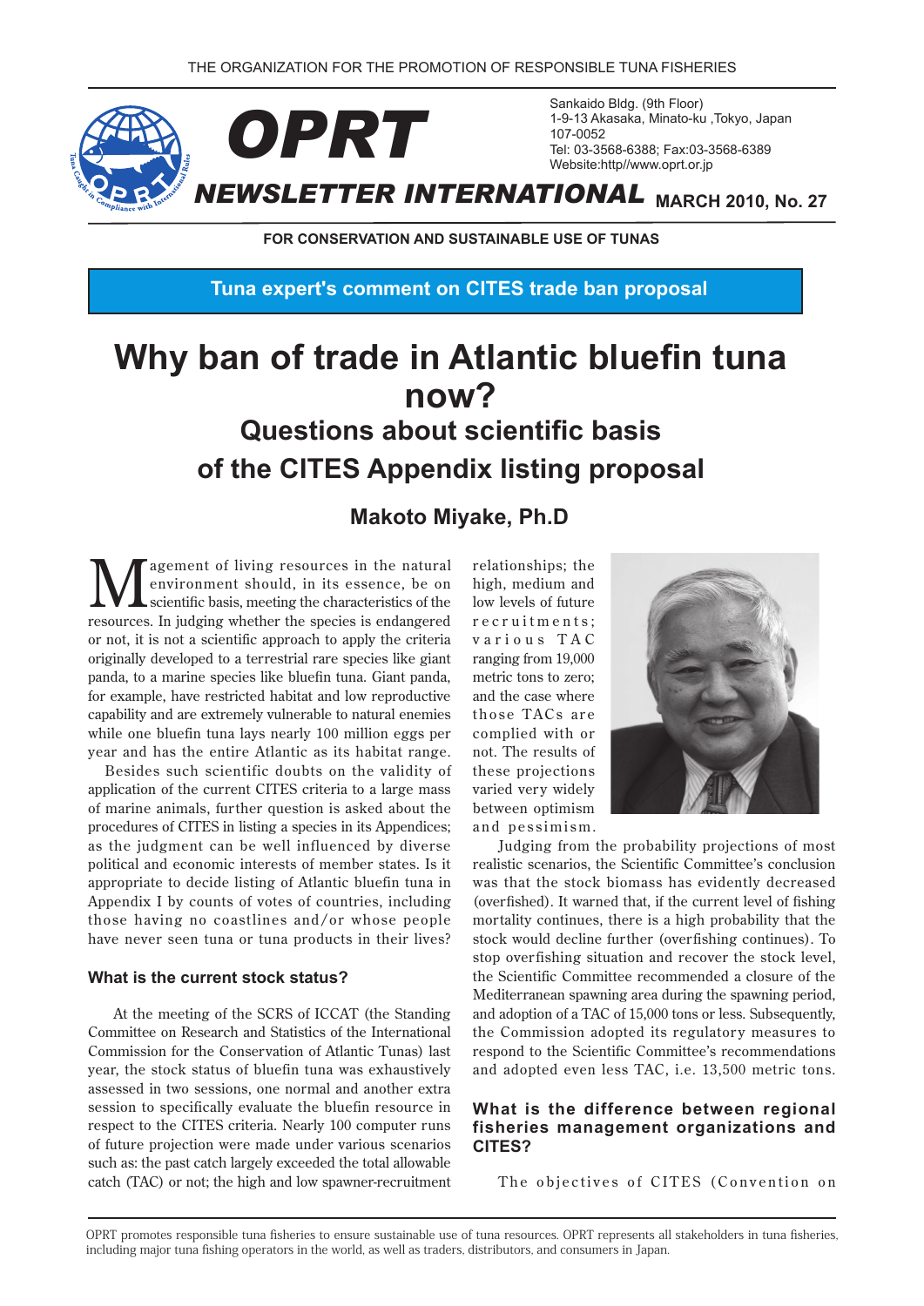THE ORGANIZATION FOR THE PROMOTION OF RESPONSIBLE TUNA FISHERIES

# OPRT NEWSLETTER INTERNATIONAL

MARCH 2010, No. 27

Sankaido Bldg. (9th Floor)
1-9-13 Akasaka, Minato-ku ,Tokyo, Japan
107-0052
Tel: 03-3568-6388; Fax:03-3568-6389
Website:http//www.oprt.or.jp

FOR CONSERVATION AND SUSTAINABLE USE OF TUNAS

**Tuna expert's comment on CITES trade ban proposal**

# Why ban of trade in Atlantic bluefin tuna now?

## Questions about scientific basis of the CITES Appendix listing proposal

### Makoto Miyake, Ph.D

Magement of living resources in the natural environment should, in its essence, be on scientific basis, meeting the characteristics of the resources. In judging whether the species is endangered or not, it is not a scientific approach to apply the criteria originally developed to a terrestrial rare species like giant panda, to a marine species like bluefin tuna. Giant panda, for example, have restricted habitat and low reproductive capability and are extremely vulnerable to natural enemies while one bluefin tuna lays nearly 100 million eggs per year and has the entire Atlantic as its habitat range.

Besides such scientific doubts on the validity of application of the current CITES criteria to a large mass of marine animals, further question is raised about the procedures of CITES in listing a species in its Appendices; as the judgment can be well influenced by diverse political and economic interests of member states. Is it appropriate to decide listing of Atlantic bluefin tuna in Appendix I by counts of votes of countries, including those having no coastlines and/or whose people have never seen tuna or tuna products in their lives?

### What is the current stock status?

At the meeting of the SCRS of ICCAT (the Standing Committee on Research and Statistics of the International Commission for the Conservation of Atlantic Tunas) last year, the stock status of bluefin tuna was exhaustively assessed in two sessions, one normal and another extra session to specifically evaluate the bluefin resource in respect to the CITES criteria. Nearly 100 computer runs of future projection were made under various scenarios such as: the past catch largely exceeded the total allowable catch (TAC) or not; the high and low spawner-recruitment relationships; the high, medium and low levels of future recruitments; various TAC ranging from 19,000 metric tons to zero; and the case where those TACs are complied with or not. The results of these projections varied very widely between optimism and pessimism.

Judging from the probability projections of most realistic scenarios, the Scientific Committee's conclusion was that the stock biomass has evidently decreased (overfished). It warned that, if the current level of fishing mortality continues, there is a high probability that the stock would decline further (overfishing continues). To stop overfishing situation and recover the stock level, the Scientific Committee recommended a closure of the Mediterranean spawning area during the spawning period, and adoption of a TAC of 15,000 tons or less. Subsequently, the Commission adopted its regulatory measures to respond to the Scientific Committee's recommendations and adopted even less TAC, i.e. 13,500 metric tons.

### What is the difference between regional fisheries management organizations and CITES?

The objectives of CITES (Convention on

OPRT promotes responsible tuna fisheries to ensure sustainable use of tuna resources. OPRT represents all stakeholders in tuna fisheries, including major tuna fishing operators in the world, as well as traders, distributors, and consumers in Japan.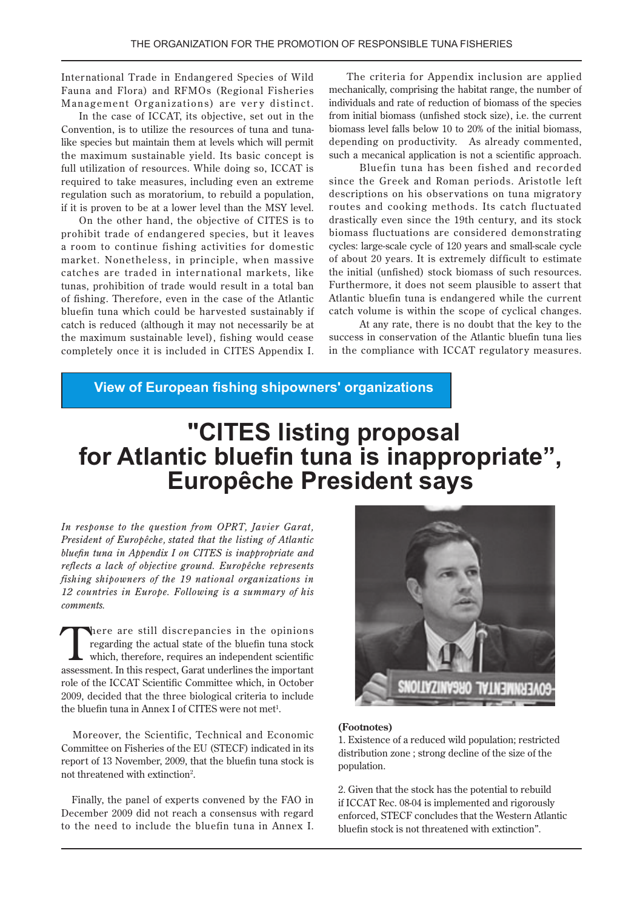International Trade in Endangered Species of Wild Fauna and Flora) and RFMOs (Regional Fisheries Management Organizations) are very distinct.

In the case of ICCAT, its objective, set out in the Convention, is to utilize the resources of tuna and tuna-like species but maintain them at levels which will permit the maximum sustainable yield. Its basic concept is full utilization of resources. While doing so, ICCAT is required to take measures, including even an extreme regulation such as moratorium, to rebuild a population, if it is proven to be at a lower level than the MSY level.

On the other hand, the objective of CITES is to prohibit trade of endangered species, but it leaves a room to continue fishing activities for domestic market. Nonetheless, in principle, when massive catches are traded in international markets, like tunas, prohibition of trade would result in a total ban of fishing. Therefore, even in the case of the Atlantic bluefin tuna which could be harvested sustainably if catch is reduced (although it may not necessarily be at the maximum sustainable level), fishing would cease completely once it is included in CITES Appendix I.

The criteria for Appendix inclusion are applied mechanically, comprising the habitat range, the number of individuals and rate of reduction of biomass of the species from initial biomass (unfished stock size), i.e. the current biomass level falls below 10 to 20% of the initial biomass, depending on productivity. As already commented, such a mecanical application is not a scientific approach.

Bluefin tuna has been fished and recorded since the Greek and Roman periods. Aristotle left descriptions on his observations on tuna migratory routes and cooking methods. Its catch fluctuated drastically even since the 19th century, and its stock biomass fluctuations are considered demonstrating cycles: large-scale cycle of 120 years and small-scale cycle of about 20 years. It is extremely difficult to estimate the initial (unfished) stock biomass of such resources. Furthermore, it does not seem plausible to assert that Atlantic bluefin tuna is endangered while the current catch volume is within the scope of cyclical changes.

At any rate, there is no doubt that the key to the success in conservation of the Atlantic bluefin tuna lies in the compliance with ICCAT regulatory measures.

## View of European fishing shipowners' organizations

# "CITES listing proposal for Atlantic bluefin tuna is inappropriate", Europêche President says

*In response to the question from OPRT, Javier Garat, President of Europêche, stated that the listing of Atlantic bluefin tuna in Appendix I on CITES is inappropriate and reflects a lack of objective ground. Europêche represents fishing shipowners of the 19 national organizations in 12 countries in Europe. Following is a summary of his comments.*

There are still discrepancies in the opinions regarding the actual state of the bluefin tuna stock which, therefore, requires an independent scientific assessment. In this respect, Garat underlines the important role of the ICCAT Scientific Committee which, in October 2009, decided that the three biological criteria to include the bluefin tuna in Annex I of CITES were not met[1].

Moreover, the Scientific, Technical and Economic Committee on Fisheries of the EU (STECF) indicated in its report of 13 November, 2009, that the bluefin tuna stock is not threatened with extinction[2].

Finally, the panel of experts convened by the FAO in December 2009 did not reach a consensus with regard to the need to include the bluefin tuna in Annex I.

**(Footnotes)**

1. Existence of a reduced wild population; restricted distribution zone ; strong decline of the size of the population.

2. Given that the stock has the potential to rebuild if ICCAT Rec. 08-04 is implemented and rigorously enforced, STECF concludes that the Western Atlantic bluefin stock is not threatened with extinction".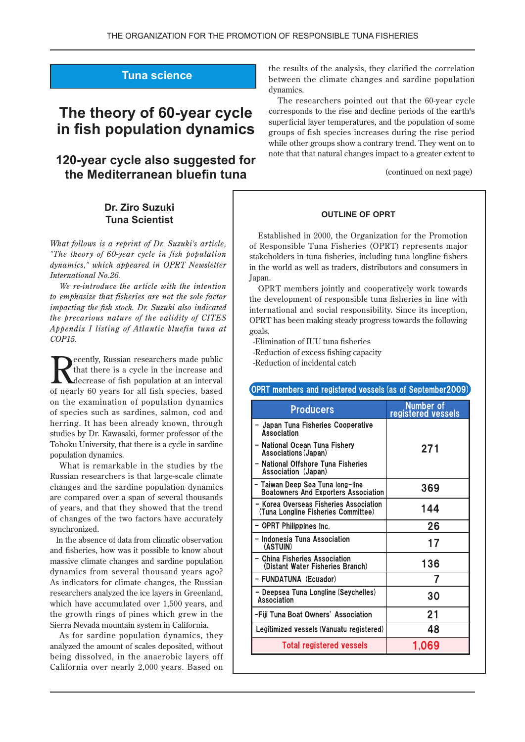## Tuna science

# The theory of 60-year cycle in fish population dynamics

## 120-year cycle also suggested for the Mediterranean bluefin tuna

**Dr. Ziro Suzuki**
**Tuna Scientist**

*What follows is a reprint of Dr. Suzuki's article, "The theory of 60-year cycle in fish population dynamics," which appeared in OPRT Newsletter International No.26.*

*We re-introduce the article with the intention to emphasize that fisheries are not the sole factor impacting the fish stock. Dr. Suzuki also indicated the precarious nature of the validity of CITES Appendix I listing of Atlantic bluefin tuna at COP15.*

Recently, Russian researchers made public that there is a cycle in the increase and decrease of fish population at an interval of nearly 60 years for all fish species, based on the examination of population dynamics of species such as sardines, salmon, cod and herring. It has been already known, through studies by Dr. Kawasaki, former professor of the Tohoku University, that there is a cycle in sardine population dynamics.

What is remarkable in the studies by the Russian researchers is that large-scale climate changes and the sardine population dynamics are compared over a span of several thousands of years, and that they showed that the trend of changes of the two factors have accurately synchronized.

In the absence of data from climatic observation and fisheries, how was it possible to know about massive climate changes and sardine population dynamics from several thousand years ago? As indicators for climate changes, the Russian researchers analyzed the ice layers in Greenland, which have accumulated over 1,500 years, and the growth rings of pines which grew in the Sierra Nevada mountain system in California.

As for sardine population dynamics, they analyzed the amount of scales deposited, without being dissolved, in the anaerobic layers off California over nearly 2,000 years. Based on the results of the analysis, they clarified the correlation between the climate changes and sardine population dynamics.

The researchers pointed out that the 60-year cycle corresponds to the rise and decline periods of the earth's superficial layer temperatures, and the population of some groups of fish species increases during the rise period while other groups show a contrary trend. They went on to note that that natural changes impact to a greater extent to

(continued on next page)

---

**OUTLINE OF OPRT**

Established in 2000, the Organization for the Promotion of Responsible Tuna Fisheries (OPRT) represents major stakeholders in tuna fisheries, including tuna longline fishers in the world as well as traders, distributors and consumers in Japan.

OPRT members jointly and cooperatively work towards the development of responsible tuna fisheries in line with international and social responsibility. Since its inception, OPRT has been making steady progress towards the following goals.

-Elimination of IUU tuna fisheries
-Reduction of excess fishing capacity
-Reduction of incidental catch

**OPRT members and registered vessels (as of September2009)**

| Producers | Number of registered vessels |
|---|---|
| - Japan Tuna Fisheries Cooperative Association<br>- National Ocean Tuna Fishery Associations (Japan)<br>- National Offshore Tuna Fisheries Association (Japan) | 271 |
| - Taiwan Deep Sea Tuna long-line Boatowners And Exporters Association | 369 |
| - Korea Overseas Fisheries Association (Tuna Longline Fisheries Committee) | 144 |
| - OPRT Philippines Inc. | 26 |
| - Indonesia Tuna Association (ASTUIN) | 17 |
| - China Fisheries Association (Distant Water Fisheries Branch) | 136 |
| - FUNDATUNA (Ecuador) | 7 |
| - Deepsea Tuna Longline (Seychelles) Association | 30 |
| -Fiji Tuna Boat Owners' Association | 21 |
| Legitimized vessels (Vanuatu registered) | 48 |
| Total registered vessels | 1,069 |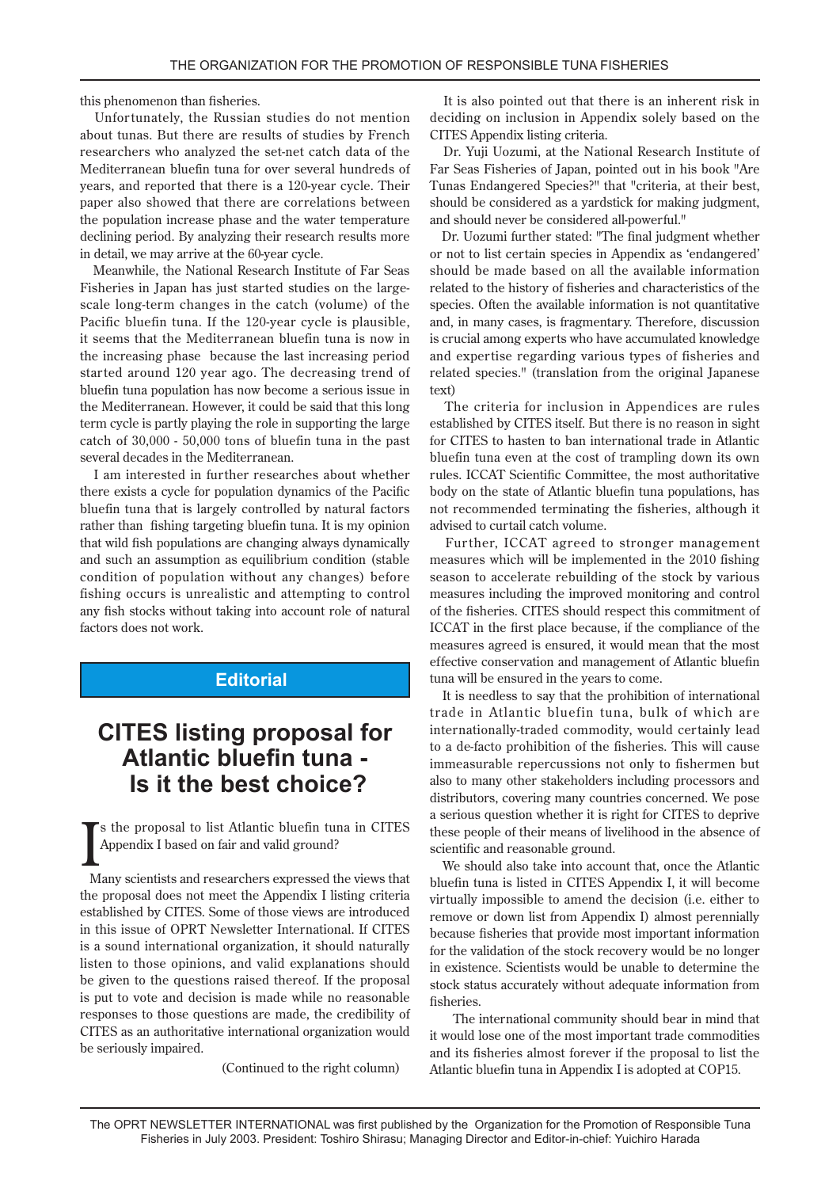this phenomenon than fisheries.

Unfortunately, the Russian studies do not mention about tunas. But there are results of studies by French researchers who analyzed the set-net catch data of the Mediterranean bluefin tuna for over several hundreds of years, and reported that there is a 120-year cycle. Their paper also showed that there are correlations between the population increase phase and the water temperature declining period. By analyzing their research results more in detail, we may arrive at the 60-year cycle.

Meanwhile, the National Research Institute of Far Seas Fisheries in Japan has just started studies on the large-scale long-term changes in the catch (volume) of the Pacific bluefin tuna. If the 120-year cycle is plausible, it seems that the Mediterranean bluefin tuna is now in the increasing phase because the last increasing period started around 120 year ago. The decreasing trend of bluefin tuna population has now become a serious issue in the Mediterranean. However, it could be said that this long term cycle is partly playing the role in supporting the large catch of 30,000 - 50,000 tons of bluefin tuna in the past several decades in the Mediterranean.

I am interested in further researches about whether there exists a cycle for population dynamics of the Pacific bluefin tuna that is largely controlled by natural factors rather than fishing targeting bluefin tuna. It is my opinion that wild fish populations are changing always dynamically and such an assumption as equilibrium condition (stable condition of population without any changes) before fishing occurs is unrealistic and attempting to control any fish stocks without taking into account role of natural factors does not work.

## Editorial

# CITES listing proposal for Atlantic bluefin tuna - Is it the best choice?

Is the proposal to list Atlantic bluefin tuna in CITES Appendix I based on fair and valid ground?

Many scientists and researchers expressed the views that the proposal does not meet the Appendix I listing criteria established by CITES. Some of those views are introduced in this issue of OPRT Newsletter International. If CITES is a sound international organization, it should naturally listen to those opinions, and valid explanations should be given to the questions raised thereof. If the proposal is put to vote and decision is made while no reasonable responses to those questions are made, the credibility of CITES as an authoritative international organization would be seriously impaired.

It is also pointed out that there is an inherent risk in deciding on inclusion in Appendix solely based on the CITES Appendix listing criteria.

Dr. Yuji Uozumi, at the National Research Institute of Far Seas Fisheries of Japan, pointed out in his book "Are Tunas Endangered Species?" that "criteria, at their best, should be considered as a yardstick for making judgment, and should never be considered all-powerful."

Dr. Uozumi further stated: "The final judgment whether or not to list certain species in Appendix as 'endangered' should be made based on all the available information related to the history of fisheries and characteristics of the species. Often the available information is not quantitative and, in many cases, is fragmentary. Therefore, discussion is crucial among experts who have accumulated knowledge and expertise regarding various types of fisheries and related species." (translation from the original Japanese text)

The criteria for inclusion in Appendices are rules established by CITES itself. But there is no reason in sight for CITES to hasten to ban international trade in Atlantic bluefin tuna even at the cost of trampling down its own rules. ICCAT Scientific Committee, the most authoritative body on the state of Atlantic bluefin tuna populations, has not recommended terminating the fisheries, although it advised to curtail catch volume.

Further, ICCAT agreed to stronger management measures which will be implemented in the 2010 fishing season to accelerate rebuilding of the stock by various measures including the improved monitoring and control of the fisheries. CITES should respect this commitment of ICCAT in the first place because, if the compliance of the measures agreed is ensured, it would mean that the most effective conservation and management of Atlantic bluefin tuna will be ensured in the years to come.

It is needless to say that the prohibition of international trade in Atlantic bluefin tuna, bulk of which are internationally-traded commodity, would certainly lead to a de-facto prohibition of the fisheries. This will cause immeasurable repercussions not only to fishermen but also to many other stakeholders including processors and distributors, covering many countries concerned. We pose a serious question whether it is right for CITES to deprive these people of their means of livelihood in the absence of scientific and reasonable ground.

We should also take into account that, once the Atlantic bluefin tuna is listed in CITES Appendix I, it will become virtually impossible to amend the decision (i.e. either to remove or down list from Appendix I) almost perennially because fisheries that provide most important information for the validation of the stock recovery would be no longer in existence. Scientists would be unable to determine the stock status accurately without adequate information from fisheries.

The international community should bear in mind that it would lose one of the most important trade commodities and its fisheries almost forever if the proposal to list the Atlantic bluefin tuna in Appendix I is adopted at COP15.

The OPRT NEWSLETTER INTERNATIONAL was first published by the Organization for the Promotion of Responsible Tuna Fisheries in July 2003. President: Toshiro Shirasu; Managing Director and Editor-in-chief: Yuichiro Harada